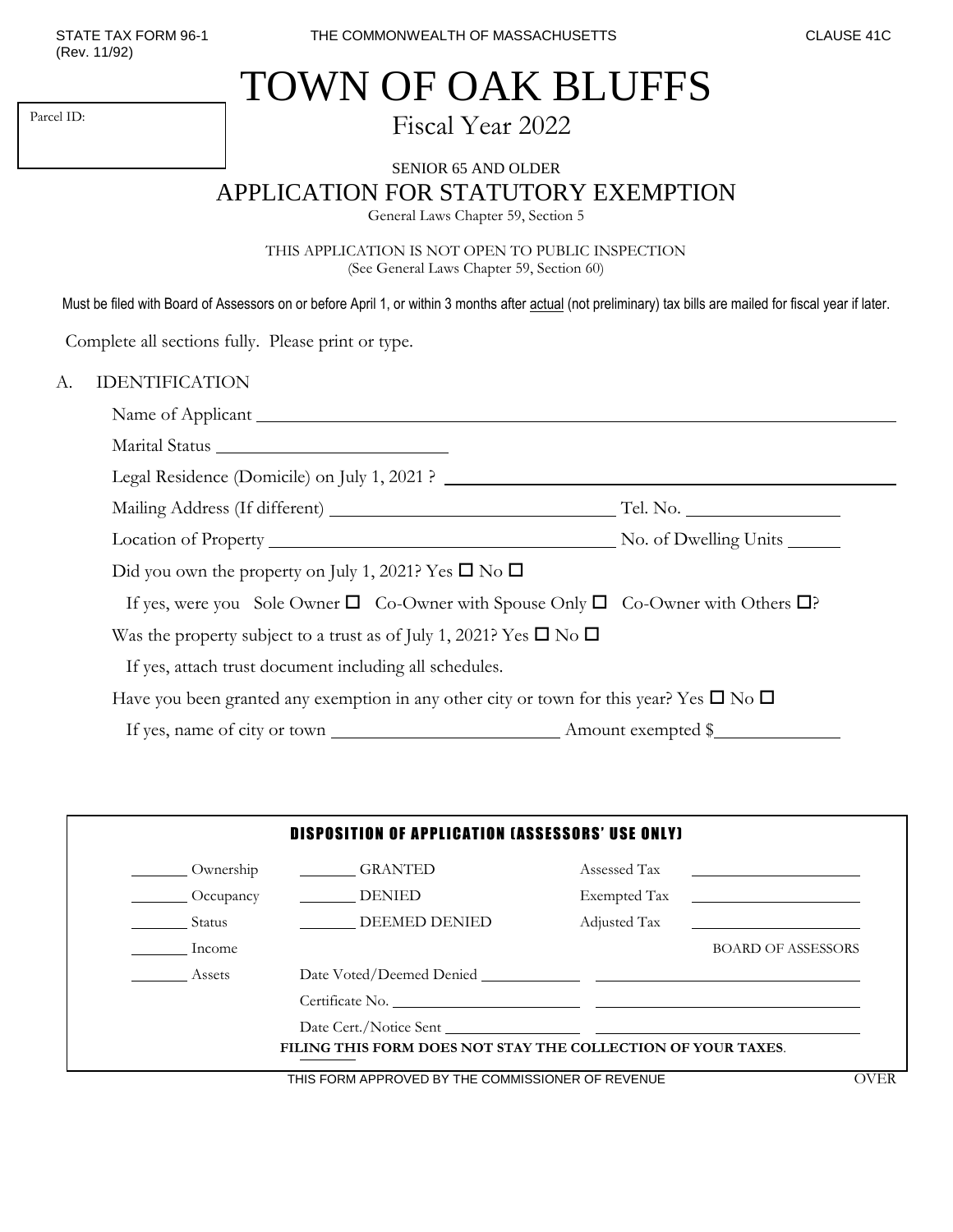STATE TAX FORM 96-1
(Rev. 11/92)

THE COMMONWEALTH OF MASSACHUSETTS

CLAUSE 41C

Parcel ID:

# TOWN OF OAK BLUFFS

## Fiscal Year 2022

SENIOR 65 AND OLDER

## APPLICATION FOR STATUTORY EXEMPTION

General Laws Chapter 59, Section 5

THIS APPLICATION IS NOT OPEN TO PUBLIC INSPECTION
(See General Laws Chapter 59, Section 60)

Must be filed with Board of Assessors on or before April 1, or within 3 months after actual (not preliminary) tax bills are mailed for fiscal year if later.

Complete all sections fully. Please print or type.

### A. IDENTIFICATION

Name of Applicant ______________________________

Marital Status ______________________________

Legal Residence (Domicile) on July 1, 2021 ? ______________________________

Mailing Address (If different) ______________________________ Tel. No. ______________

Location of Property ______________________________ No. of Dwelling Units ______

Did you own the property on July 1, 2021? Yes ☐ No ☐

If yes, were you Sole Owner ☐ Co-Owner with Spouse Only ☐ Co-Owner with Others ☐?

Was the property subject to a trust as of July 1, 2021? Yes ☐ No ☐

If yes, attach trust document including all schedules.

Have you been granted any exemption in any other city or town for this year? Yes ☐ No ☐

If yes, name of city or town ______________________________ Amount exempted $______________

**DISPOSITION OF APPLICATION (ASSESSORS' USE ONLY)**

| | | | |
|---|---|---|---|
| ______ Ownership | ______ GRANTED | Assessed Tax | ______________ |
| ______ Occupancy | ______ DENIED | Exempted Tax | ______________ |
| ______ Status | ______ DEEMED DENIED | Adjusted Tax | ______________ |
| ______ Income | | | BOARD OF ASSESSORS |
| ______ Assets | Date Voted/Deemed Denied ______________ | | ______________ |
| | Certificate No. ______________ | | ______________ |
| | Date Cert./Notice Sent ______________ | | ______________ |

**FILING THIS FORM DOES NOT STAY THE COLLECTION OF YOUR TAXES**.

THIS FORM APPROVED BY THE COMMISSIONER OF REVENUE

OVER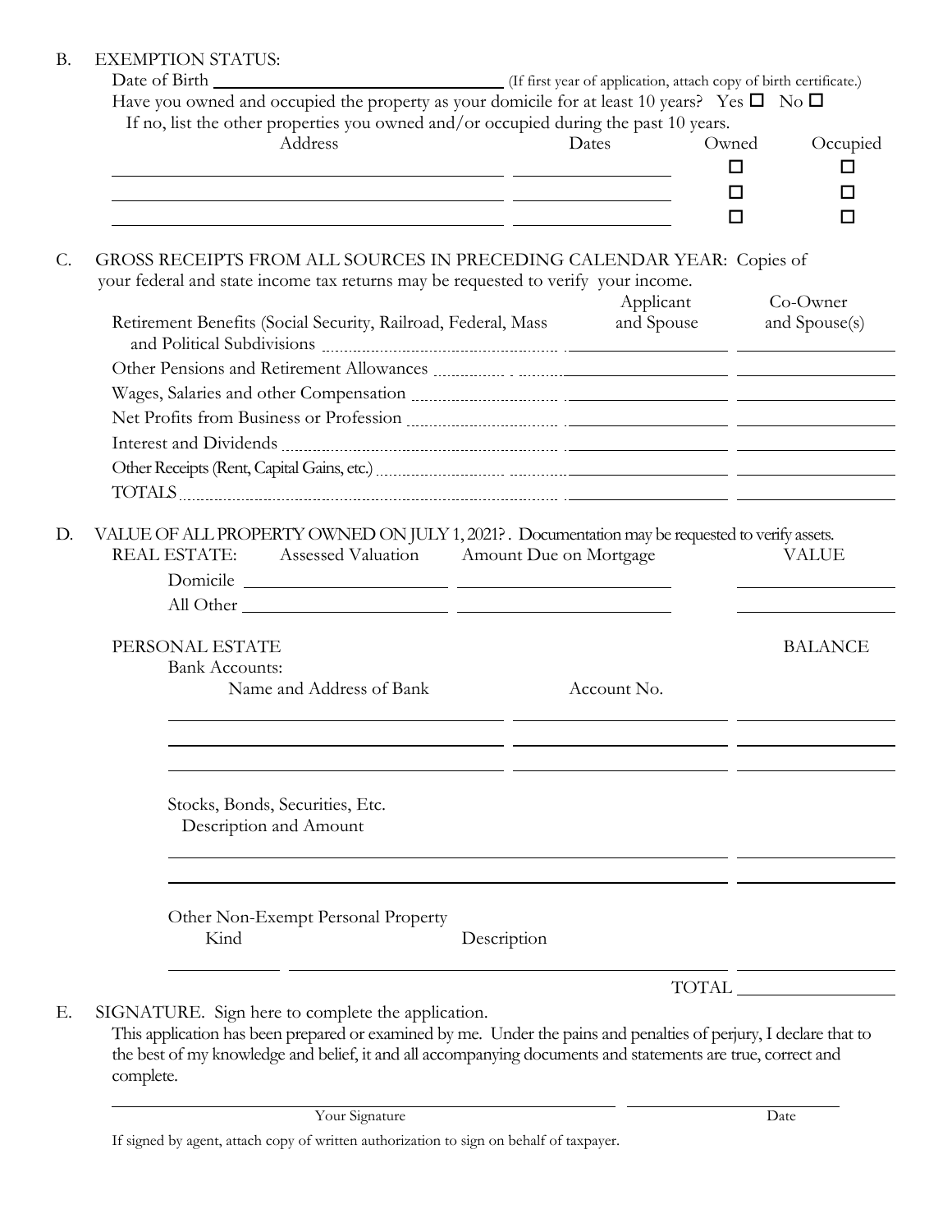B. EXEMPTION STATUS:

Date of Birth \_\_\_\_\_\_\_\_\_\_\_\_\_\_\_\_\_\_\_\_ (If first year of application, attach copy of birth certificate.)

Have you owned and occupied the property as your domicile for at least 10 years? Yes ☐ No ☐

If no, list the other properties you owned and/or occupied during the past 10 years.

| Address | Dates | Owned | Occupied |
|---|---|---|---|
| | | ☐ | ☐ |
| | | ☐ | ☐ |
| | | ☐ | ☐ |

C. GROSS RECEIPTS FROM ALL SOURCES IN PRECEDING CALENDAR YEAR: Copies of your federal and state income tax returns may be requested to verify your income.

| | Applicant and Spouse | Co-Owner and Spouse(s) |
|---|---|---|
| Retirement Benefits (Social Security, Railroad, Federal, Mass and Political Subdivisions | | |
| Other Pensions and Retirement Allowances | | |
| Wages, Salaries and other Compensation | | |
| Net Profits from Business or Profession | | |
| Interest and Dividends | | |
| Other Receipts (Rent, Capital Gains, etc.) | | |
| TOTALS | | |

D. VALUE OF ALL PROPERTY OWNED ON JULY 1, 2021? . Documentation may be requested to verify assets.

| REAL ESTATE: | Assessed Valuation | Amount Due on Mortgage | VALUE |
|---|---|---|---|
| Domicile | | | |
| All Other | | | |

PERSONAL ESTATE

Bank Accounts:

| Name and Address of Bank | Account No. | BALANCE |
|---|---|---|
| | | |
| | | |
| | | |

Stocks, Bonds, Securities, Etc.

Description and Amount

| | |
|---|---|
| | |
| | |

Other Non-Exempt Personal Property

| Kind | Description | |
|---|---|---|
| | | |

TOTAL \_\_\_\_\_\_\_\_\_\_\_\_\_\_\_\_

E. SIGNATURE. Sign here to complete the application.

This application has been prepared or examined by me. Under the pains and penalties of perjury, I declare that to the best of my knowledge and belief, it and all accompanying documents and statements are true, correct and complete.

\_\_\_\_\_\_\_\_\_\_\_\_\_\_\_\_\_\_\_\_\_\_\_\_\_\_\_\_\_\_ \_\_\_\_\_\_\_\_\_\_\_\_\_\_\_\_

Your Signature Date

If signed by agent, attach copy of written authorization to sign on behalf of taxpayer.